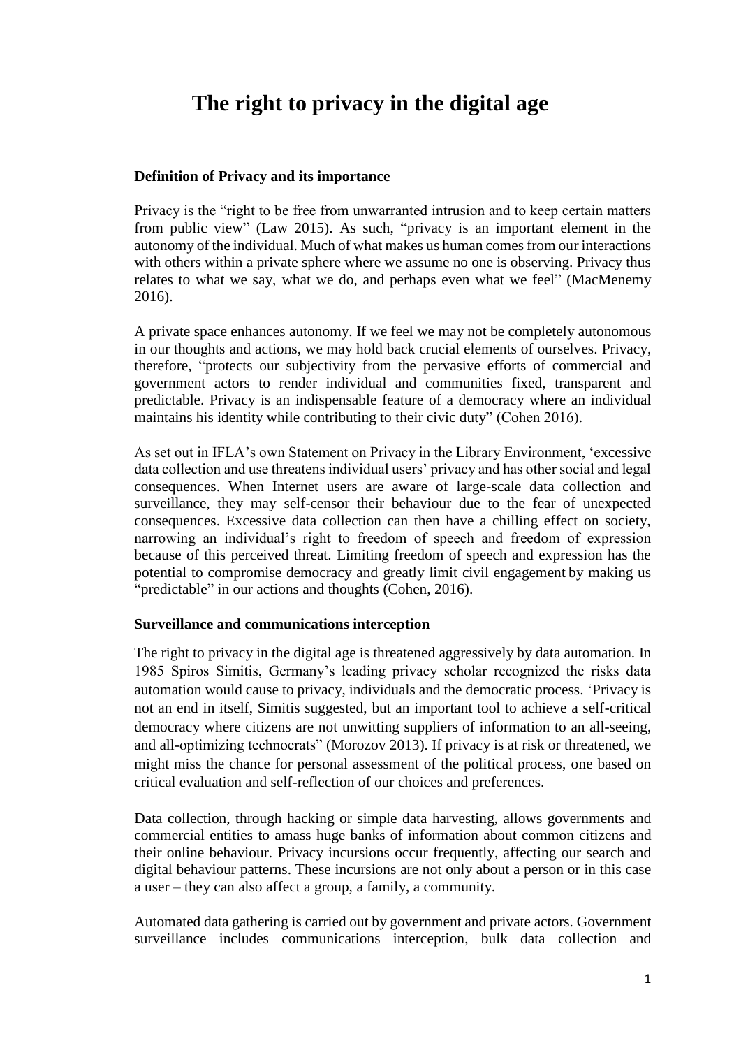# The right to privacy in the digital age

### Definition of Privacy and its importance

Privacy is the "right to be free from unwarranted intrusion and to keep certain matters from public view" (Law 2015). As such, "privacy is an important element in the autonomy of the individual. Much of what makes us human comes from our interactions with others within a private sphere where we assume no one is observing. Privacy thus relates to what we say, what we do, and perhaps even what we feel" (MacMenemy 2016).

A private space enhances autonomy. If we feel we may not be completely autonomous in our thoughts and actions, we may hold back crucial elements of ourselves. Privacy, therefore, "protects our subjectivity from the pervasive efforts of commercial and government actors to render individual and communities fixed, transparent and predictable. Privacy is an indispensable feature of a democracy where an individual maintains his identity while contributing to their civic duty" (Cohen 2016).

As set out in IFLA's own Statement on Privacy in the Library Environment, 'excessive data collection and use threatens individual users' privacy and has other social and legal consequences. When Internet users are aware of large-scale data collection and surveillance, they may self-censor their behaviour due to the fear of unexpected consequences. Excessive data collection can then have a chilling effect on society, narrowing an individual's right to freedom of speech and freedom of expression because of this perceived threat. Limiting freedom of speech and expression has the potential to compromise democracy and greatly limit civil engagement by making us "predictable" in our actions and thoughts (Cohen, 2016).

### Surveillance and communications interception

The right to privacy in the digital age is threatened aggressively by data automation. In 1985 Spiros Simitis, Germany's leading privacy scholar recognized the risks data automation would cause to privacy, individuals and the democratic process. 'Privacy is not an end in itself, Simitis suggested, but an important tool to achieve a self-critical democracy where citizens are not unwitting suppliers of information to an all-seeing, and all-optimizing technocrats" (Morozov 2013). If privacy is at risk or threatened, we might miss the chance for personal assessment of the political process, one based on critical evaluation and self-reflection of our choices and preferences.

Data collection, through hacking or simple data harvesting, allows governments and commercial entities to amass huge banks of information about common citizens and their online behaviour. Privacy incursions occur frequently, affecting our search and digital behaviour patterns. These incursions are not only about a person or in this case a user – they can also affect a group, a family, a community.

Automated data gathering is carried out by government and private actors. Government surveillance includes communications interception, bulk data collection and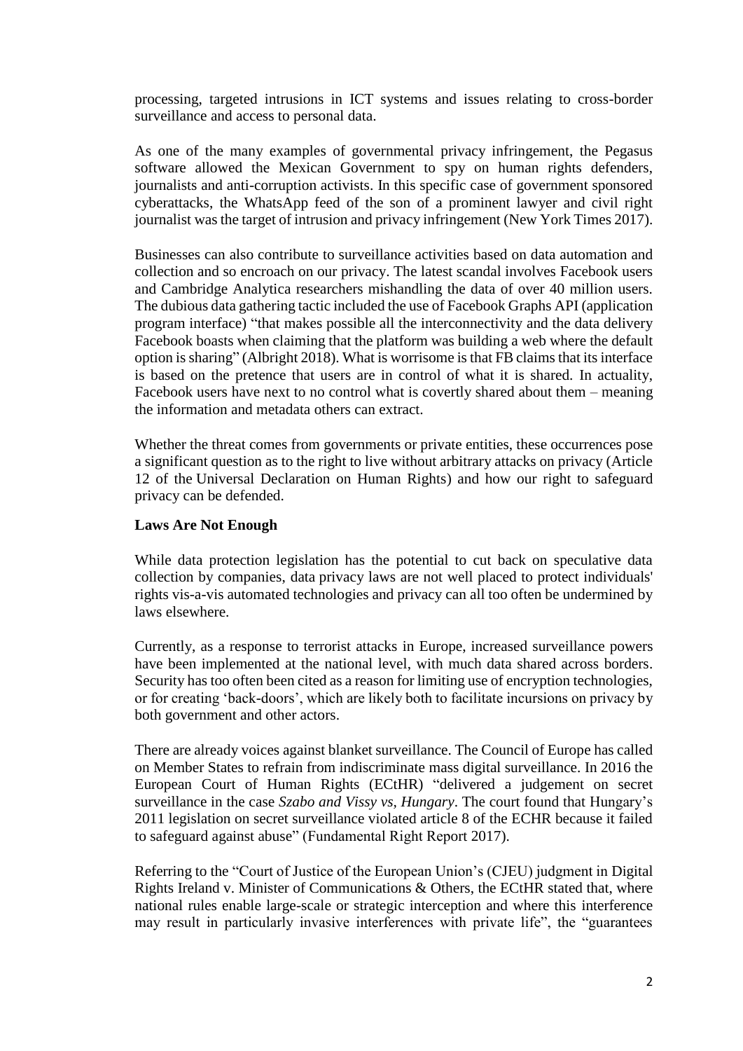processing, targeted intrusions in ICT systems and issues relating to cross-border surveillance and access to personal data.

As one of the many examples of governmental privacy infringement, the Pegasus software allowed the Mexican Government to spy on human rights defenders, journalists and anti-corruption activists. In this specific case of government sponsored cyberattacks, the WhatsApp feed of the son of a prominent lawyer and civil right journalist was the target of intrusion and privacy infringement (New York Times 2017).

Businesses can also contribute to surveillance activities based on data automation and collection and so encroach on our privacy. The latest scandal involves Facebook users and Cambridge Analytica researchers mishandling the data of over 40 million users. The dubious data gathering tactic included the use of Facebook Graphs API (application program interface) "that makes possible all the interconnectivity and the data delivery Facebook boasts when claiming that the platform was building a web where the default option is sharing" (Albright 2018). What is worrisome is that FB claims that its interface is based on the pretence that users are in control of what it is shared. In actuality, Facebook users have next to no control what is covertly shared about them – meaning the information and metadata others can extract.

Whether the threat comes from governments or private entities, these occurrences pose a significant question as to the right to live without arbitrary attacks on privacy (Article 12 of the Universal Declaration on Human Rights) and how our right to safeguard privacy can be defended.

**Laws Are Not Enough**

While data protection legislation has the potential to cut back on speculative data collection by companies, data privacy laws are not well placed to protect individuals' rights vis-a-vis automated technologies and privacy can all too often be undermined by laws elsewhere.

Currently, as a response to terrorist attacks in Europe, increased surveillance powers have been implemented at the national level, with much data shared across borders. Security has too often been cited as a reason for limiting use of encryption technologies, or for creating 'back-doors', which are likely both to facilitate incursions on privacy by both government and other actors.

There are already voices against blanket surveillance. The Council of Europe has called on Member States to refrain from indiscriminate mass digital surveillance. In 2016 the European Court of Human Rights (ECtHR) "delivered a judgement on secret surveillance in the case *Szabo and Vissy vs, Hungary*. The court found that Hungary's 2011 legislation on secret surveillance violated article 8 of the ECHR because it failed to safeguard against abuse" (Fundamental Right Report 2017).

Referring to the "Court of Justice of the European Union's (CJEU) judgment in Digital Rights Ireland v. Minister of Communications & Others, the ECtHR stated that, where national rules enable large-scale or strategic interception and where this interference may result in particularly invasive interferences with private life", the "guarantees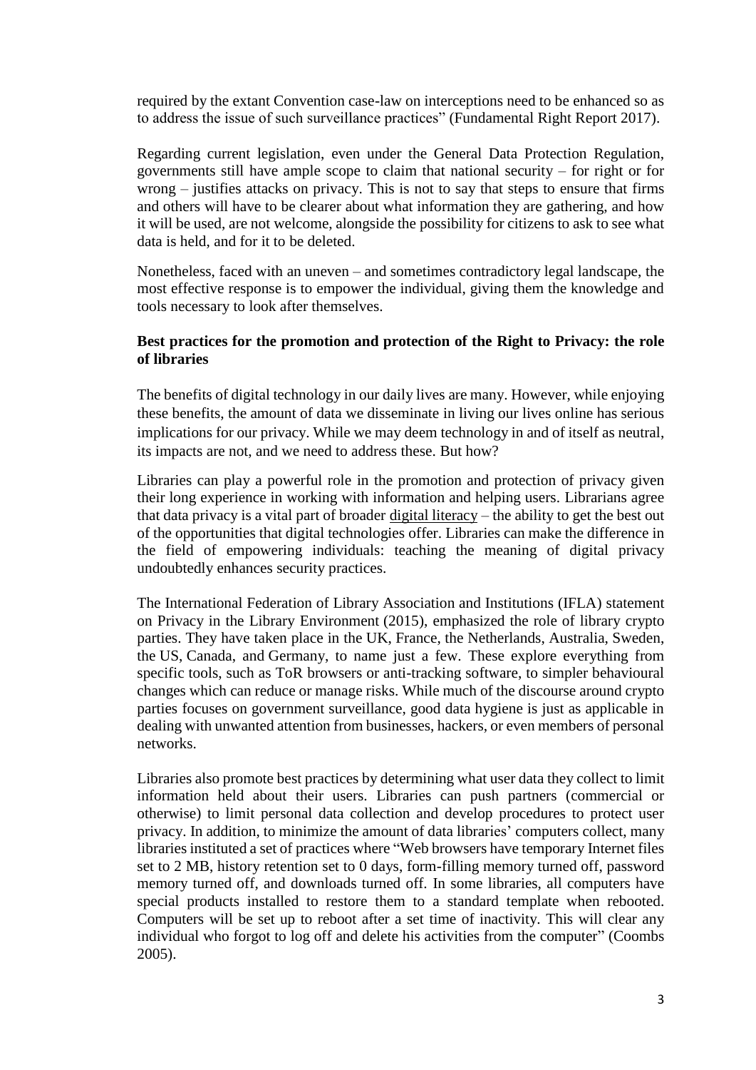required by the extant Convention case-law on interceptions need to be enhanced so as to address the issue of such surveillance practices" (Fundamental Right Report 2017).

Regarding current legislation, even under the General Data Protection Regulation, governments still have ample scope to claim that national security – for right or for wrong – justifies attacks on privacy. This is not to say that steps to ensure that firms and others will have to be clearer about what information they are gathering, and how it will be used, are not welcome, alongside the possibility for citizens to ask to see what data is held, and for it to be deleted.

Nonetheless, faced with an uneven – and sometimes contradictory legal landscape, the most effective response is to empower the individual, giving them the knowledge and tools necessary to look after themselves.

**Best practices for the promotion and protection of the Right to Privacy: the role of libraries**

The benefits of digital technology in our daily lives are many. However, while enjoying these benefits, the amount of data we disseminate in living our lives online has serious implications for our privacy. While we may deem technology in and of itself as neutral, its impacts are not, and we need to address these. But how?

Libraries can play a powerful role in the promotion and protection of privacy given their long experience in working with information and helping users. Librarians agree that data privacy is a vital part of broader digital literacy – the ability to get the best out of the opportunities that digital technologies offer. Libraries can make the difference in the field of empowering individuals: teaching the meaning of digital privacy undoubtedly enhances security practices.

The International Federation of Library Association and Institutions (IFLA) statement on Privacy in the Library Environment (2015), emphasized the role of library crypto parties. They have taken place in the UK, France, the Netherlands, Australia, Sweden, the US, Canada, and Germany, to name just a few. These explore everything from specific tools, such as ToR browsers or anti-tracking software, to simpler behavioural changes which can reduce or manage risks. While much of the discourse around crypto parties focuses on government surveillance, good data hygiene is just as applicable in dealing with unwanted attention from businesses, hackers, or even members of personal networks.

Libraries also promote best practices by determining what user data they collect to limit information held about their users. Libraries can push partners (commercial or otherwise) to limit personal data collection and develop procedures to protect user privacy. In addition, to minimize the amount of data libraries' computers collect, many libraries instituted a set of practices where "Web browsers have temporary Internet files set to 2 MB, history retention set to 0 days, form-filling memory turned off, password memory turned off, and downloads turned off. In some libraries, all computers have special products installed to restore them to a standard template when rebooted. Computers will be set up to reboot after a set time of inactivity. This will clear any individual who forgot to log off and delete his activities from the computer" (Coombs 2005).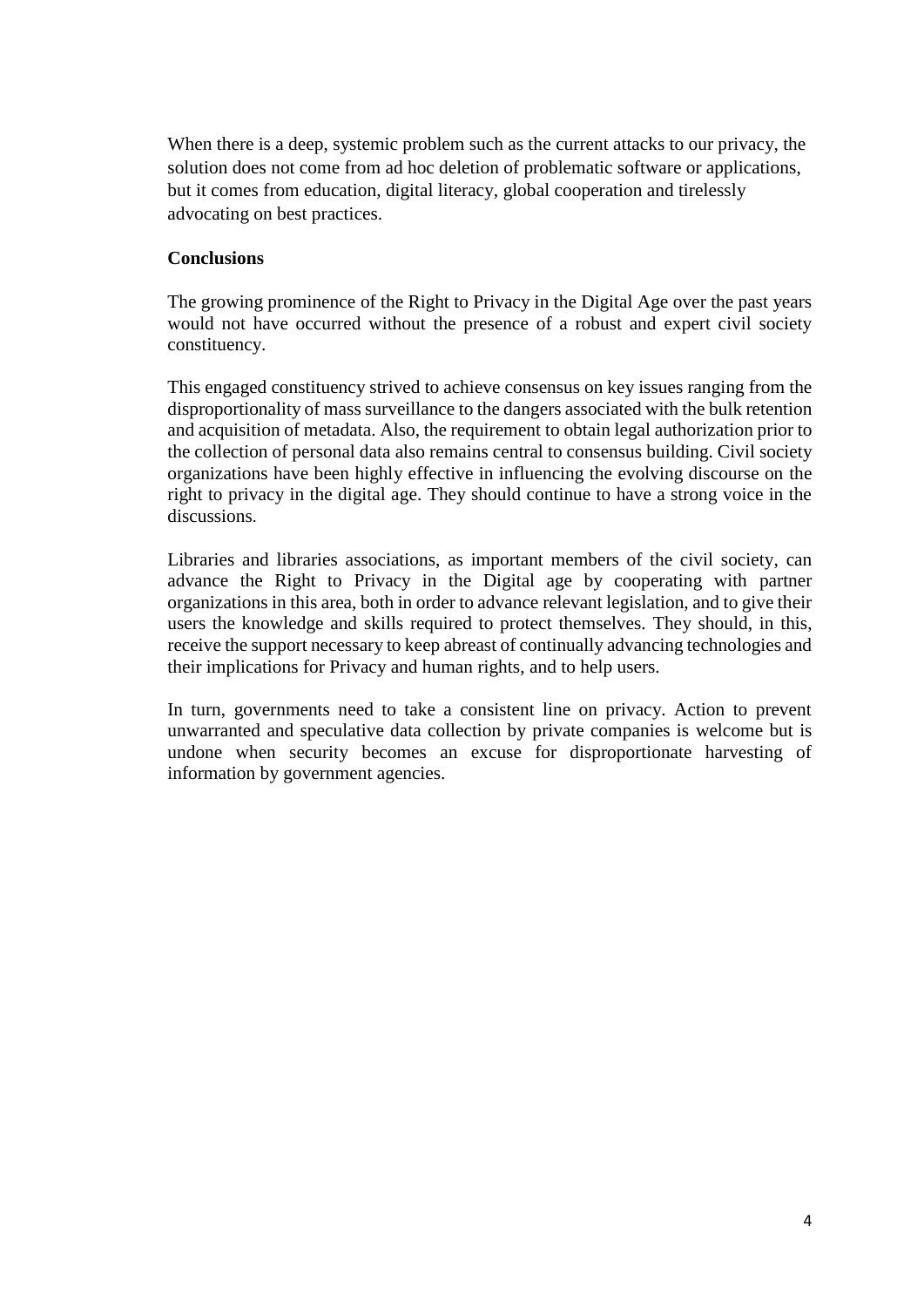When there is a deep, systemic problem such as the current attacks to our privacy, the solution does not come from ad hoc deletion of problematic software or applications, but it comes from education, digital literacy, global cooperation and tirelessly advocating on best practices.

**Conclusions**

The growing prominence of the Right to Privacy in the Digital Age over the past years would not have occurred without the presence of a robust and expert civil society constituency.

This engaged constituency strived to achieve consensus on key issues ranging from the disproportionality of mass surveillance to the dangers associated with the bulk retention and acquisition of metadata. Also, the requirement to obtain legal authorization prior to the collection of personal data also remains central to consensus building. Civil society organizations have been highly effective in influencing the evolving discourse on the right to privacy in the digital age. They should continue to have a strong voice in the discussions.

Libraries and libraries associations, as important members of the civil society, can advance the Right to Privacy in the Digital age by cooperating with partner organizations in this area, both in order to advance relevant legislation, and to give their users the knowledge and skills required to protect themselves. They should, in this, receive the support necessary to keep abreast of continually advancing technologies and their implications for Privacy and human rights, and to help users.

In turn, governments need to take a consistent line on privacy. Action to prevent unwarranted and speculative data collection by private companies is welcome but is undone when security becomes an excuse for disproportionate harvesting of information by government agencies.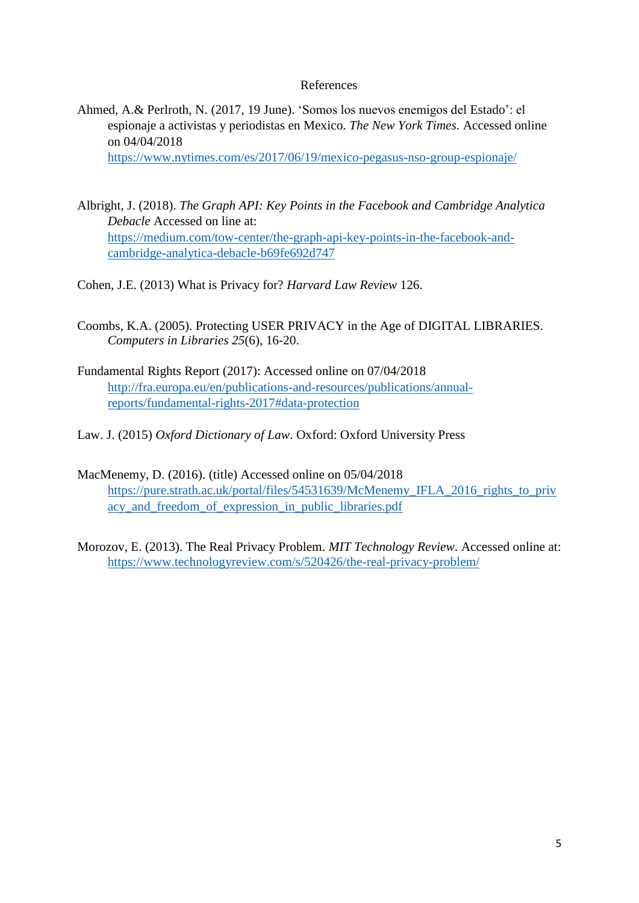# References

Ahmed, A.& Perlroth, N. (2017, 19 June). 'Somos los nuevos enemigos del Estado': el espionaje a activistas y periodistas en Mexico. *The New York Times.* Accessed online on 04/04/2018 https://www.nytimes.com/es/2017/06/19/mexico-pegasus-nso-group-espionaje/

Albright, J. (2018). *The Graph API: Key Points in the Facebook and Cambridge Analytica Debacle* Accessed on line at: https://medium.com/tow-center/the-graph-api-key-points-in-the-facebook-and-cambridge-analytica-debacle-b69fe692d747

Cohen, J.E. (2013) What is Privacy for? *Harvard Law Review* 126.

Coombs, K.A. (2005). Protecting USER PRIVACY in the Age of DIGITAL LIBRARIES. *Computers in Libraries 25*(6), 16-20.

Fundamental Rights Report (2017): Accessed online on 07/04/2018 http://fra.europa.eu/en/publications-and-resources/publications/annual-reports/fundamental-rights-2017#data-protection

Law. J. (2015) *Oxford Dictionary of Law*. Oxford: Oxford University Press

MacMenemy, D. (2016). (title) Accessed online on 05/04/2018 https://pure.strath.ac.uk/portal/files/54531639/McMenemy_IFLA_2016_rights_to_privacy_and_freedom_of_expression_in_public_libraries.pdf

Morozov, E. (2013). The Real Privacy Problem. *MIT Technology Review*. Accessed online at: https://www.technologyreview.com/s/520426/the-real-privacy-problem/